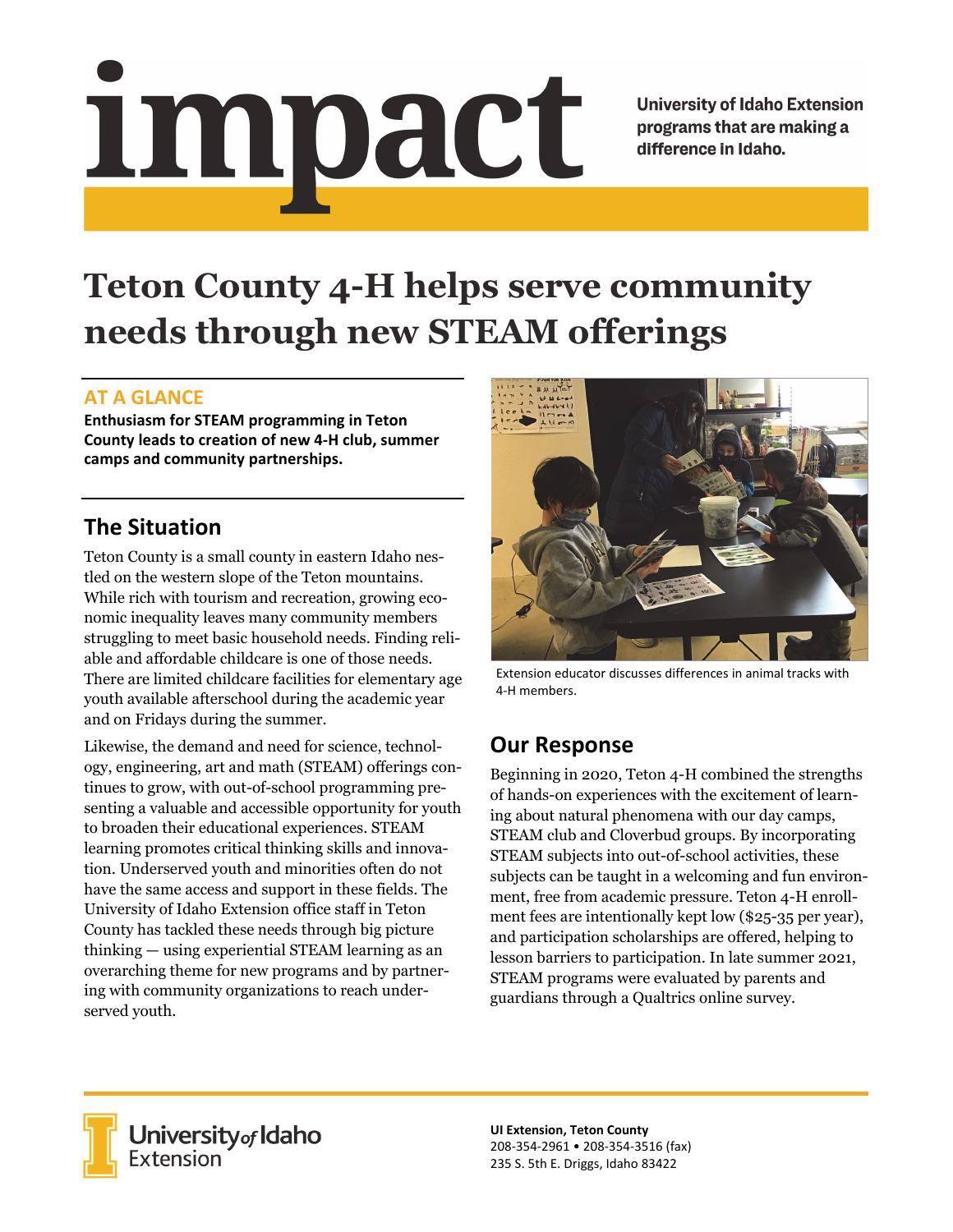# impact

University of Idaho Extension programs that are making a difference in Idaho.

# Teton County 4-H helps serve community needs through new STEAM offerings

## AT A GLANCE

**Enthusiasm for STEAM programming in Teton County leads to creation of new 4-H club, summer camps and community partnerships.**

## The Situation

Teton County is a small county in eastern Idaho nestled on the western slope of the Teton mountains. While rich with tourism and recreation, growing economic inequality leaves many community members struggling to meet basic household needs. Finding reliable and affordable childcare is one of those needs. There are limited childcare facilities for elementary age youth available afterschool during the academic year and on Fridays during the summer.

Likewise, the demand and need for science, technology, engineering, art and math (STEAM) offerings continues to grow, with out-of-school programming presenting a valuable and accessible opportunity for youth to broaden their educational experiences. STEAM learning promotes critical thinking skills and innovation. Underserved youth and minorities often do not have the same access and support in these fields. The University of Idaho Extension office staff in Teton County has tackled these needs through big picture thinking — using experiential STEAM learning as an overarching theme for new programs and by partnering with community organizations to reach underserved youth.

Extension educator discusses differences in animal tracks with 4-H members.

## Our Response

Beginning in 2020, Teton 4-H combined the strengths of hands-on experiences with the excitement of learning about natural phenomena with our day camps, STEAM club and Cloverbud groups. By incorporating STEAM subjects into out-of-school activities, these subjects can be taught in a welcoming and fun environment, free from academic pressure. Teton 4-H enrollment fees are intentionally kept low ($25-35 per year), and participation scholarships are offered, helping to lesson barriers to participation. In late summer 2021, STEAM programs were evaluated by parents and guardians through a Qualtrics online survey.

University of Idaho Extension

**UI Extension, Teton County**
208-354-2961 • 208-354-3516 (fax)
235 S. 5th E. Driggs, Idaho 83422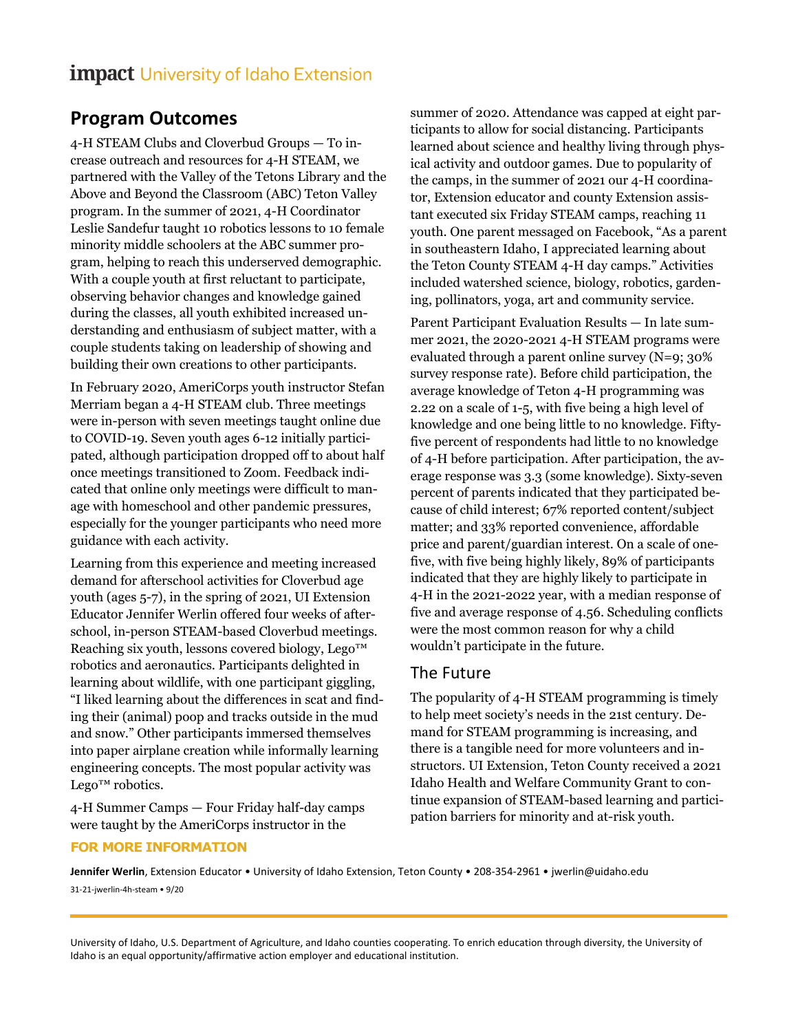## Program Outcomes

4-H STEAM Clubs and Cloverbud Groups — To increase outreach and resources for 4-H STEAM, we partnered with the Valley of the Tetons Library and the Above and Beyond the Classroom (ABC) Teton Valley program. In the summer of 2021, 4-H Coordinator Leslie Sandefur taught 10 robotics lessons to 10 female minority middle schoolers at the ABC summer program, helping to reach this underserved demographic. With a couple youth at first reluctant to participate, observing behavior changes and knowledge gained during the classes, all youth exhibited increased understanding and enthusiasm of subject matter, with a couple students taking on leadership of showing and building their own creations to other participants.

In February 2020, AmeriCorps youth instructor Stefan Merriam began a 4-H STEAM club. Three meetings were in-person with seven meetings taught online due to COVID-19. Seven youth ages 6-12 initially participated, although participation dropped off to about half once meetings transitioned to Zoom. Feedback indicated that online only meetings were difficult to manage with homeschool and other pandemic pressures, especially for the younger participants who need more guidance with each activity.

Learning from this experience and meeting increased demand for afterschool activities for Cloverbud age youth (ages 5-7), in the spring of 2021, UI Extension Educator Jennifer Werlin offered four weeks of afterschool, in-person STEAM-based Cloverbud meetings. Reaching six youth, lessons covered biology, Lego™ robotics and aeronautics. Participants delighted in learning about wildlife, with one participant giggling, "I liked learning about the differences in scat and finding their (animal) poop and tracks outside in the mud and snow." Other participants immersed themselves into paper airplane creation while informally learning engineering concepts. The most popular activity was Lego™ robotics.

4-H Summer Camps — Four Friday half-day camps were taught by the AmeriCorps instructor in the summer of 2020. Attendance was capped at eight participants to allow for social distancing. Participants learned about science and healthy living through physical activity and outdoor games. Due to popularity of the camps, in the summer of 2021 our 4-H coordinator, Extension educator and county Extension assistant executed six Friday STEAM camps, reaching 11 youth. One parent messaged on Facebook, "As a parent in southeastern Idaho, I appreciated learning about the Teton County STEAM 4-H day camps." Activities included watershed science, biology, robotics, gardening, pollinators, yoga, art and community service.

Parent Participant Evaluation Results — In late summer 2021, the 2020-2021 4-H STEAM programs were evaluated through a parent online survey (N=9; 30% survey response rate). Before child participation, the average knowledge of Teton 4-H programming was 2.22 on a scale of 1-5, with five being a high level of knowledge and one being little to no knowledge. Fifty-five percent of respondents had little to no knowledge of 4-H before participation. After participation, the average response was 3.3 (some knowledge). Sixty-seven percent of parents indicated that they participated because of child interest; 67% reported content/subject matter; and 33% reported convenience, affordable price and parent/guardian interest. On a scale of one-five, with five being highly likely, 89% of participants indicated that they are highly likely to participate in 4-H in the 2021-2022 year, with a median response of five and average response of 4.56. Scheduling conflicts were the most common reason for why a child wouldn't participate in the future.

### The Future

The popularity of 4-H STEAM programming is timely to help meet society's needs in the 21st century. Demand for STEAM programming is increasing, and there is a tangible need for more volunteers and instructors. UI Extension, Teton County received a 2021 Idaho Health and Welfare Community Grant to continue expansion of STEAM-based learning and participation barriers for minority and at-risk youth.

**FOR MORE INFORMATION**

**Jennifer Werlin**, Extension Educator • University of Idaho Extension, Teton County • 208-354-2961 • jwerlin@uidaho.edu

31-21-jwerlin-4h-steam • 9/20

University of Idaho, U.S. Department of Agriculture, and Idaho counties cooperating. To enrich education through diversity, the University of Idaho is an equal opportunity/affirmative action employer and educational institution.